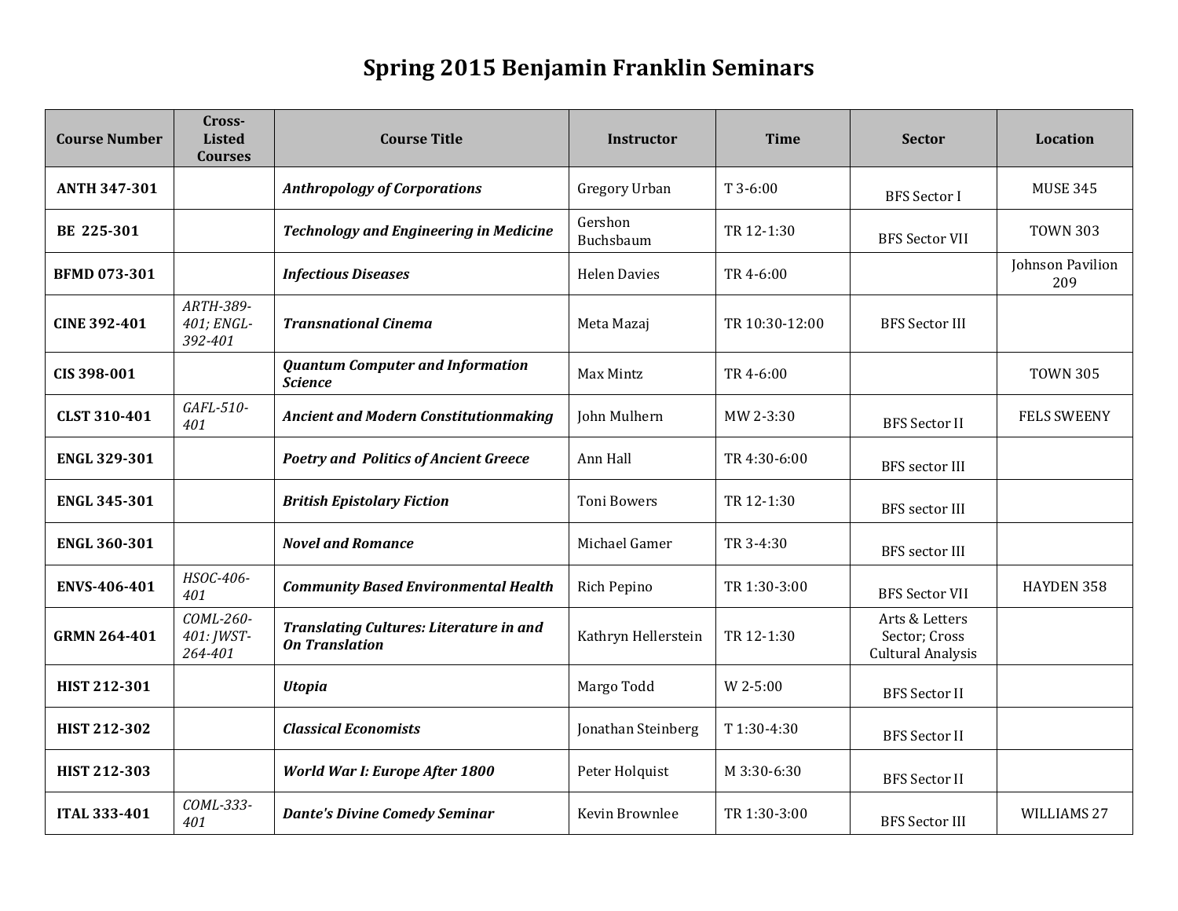# Spring 2015 Benjamin Franklin Seminars

| Course Number | Cross-Listed Courses | Course Title | Instructor | Time | Sector | Location |
|---|---|---|---|---|---|---|
| **ANTH 347-301** | | ***Anthropology of Corporations*** | Gregory Urban | T 3-6:00 | BFS Sector I | MUSE 345 |
| **BE 225-301** | | ***Technology and Engineering in Medicine*** | Gershon Buchsbaum | TR 12-1:30 | BFS Sector VII | TOWN 303 |
| **BFMD 073-301** | | ***Infectious Diseases*** | Helen Davies | TR 4-6:00 | | Johnson Pavilion 209 |
| **CINE 392-401** | *ARTH-389-401; ENGL-392-401* | ***Transnational Cinema*** | Meta Mazaj | TR 10:30-12:00 | BFS Sector III | |
| **CIS 398-001** | | ***Quantum Computer and Information Science*** | Max Mintz | TR 4-6:00 | | TOWN 305 |
| **CLST 310-401** | *GAFL-510-401* | ***Ancient and Modern Constitutionmaking*** | John Mulhern | MW 2-3:30 | BFS Sector II | FELS SWEENY |
| **ENGL 329-301** | | ***Poetry and Politics of Ancient Greece*** | Ann Hall | TR 4:30-6:00 | BFS sector III | |
| **ENGL 345-301** | | ***British Epistolary Fiction*** | Toni Bowers | TR 12-1:30 | BFS sector III | |
| **ENGL 360-301** | | ***Novel and Romance*** | Michael Gamer | TR 3-4:30 | BFS sector III | |
| **ENVS-406-401** | *HSOC-406-401* | ***Community Based Environmental Health*** | Rich Pepino | TR 1:30-3:00 | BFS Sector VII | HAYDEN 358 |
| **GRMN 264-401** | *COML-260-401: JWST-264-401* | ***Translating Cultures: Literature in and On Translation*** | Kathryn Hellerstein | TR 12-1:30 | Arts & Letters Sector; Cross Cultural Analysis | |
| **HIST 212-301** | | ***Utopia*** | Margo Todd | W 2-5:00 | BFS Sector II | |
| **HIST 212-302** | | ***Classical Economists*** | Jonathan Steinberg | T 1:30-4:30 | BFS Sector II | |
| **HIST 212-303** | | ***World War I: Europe After 1800*** | Peter Holquist | M 3:30-6:30 | BFS Sector II | |
| **ITAL 333-401** | *COML-333-401* | ***Dante's Divine Comedy Seminar*** | Kevin Brownlee | TR 1:30-3:00 | BFS Sector III | WILLIAMS 27 |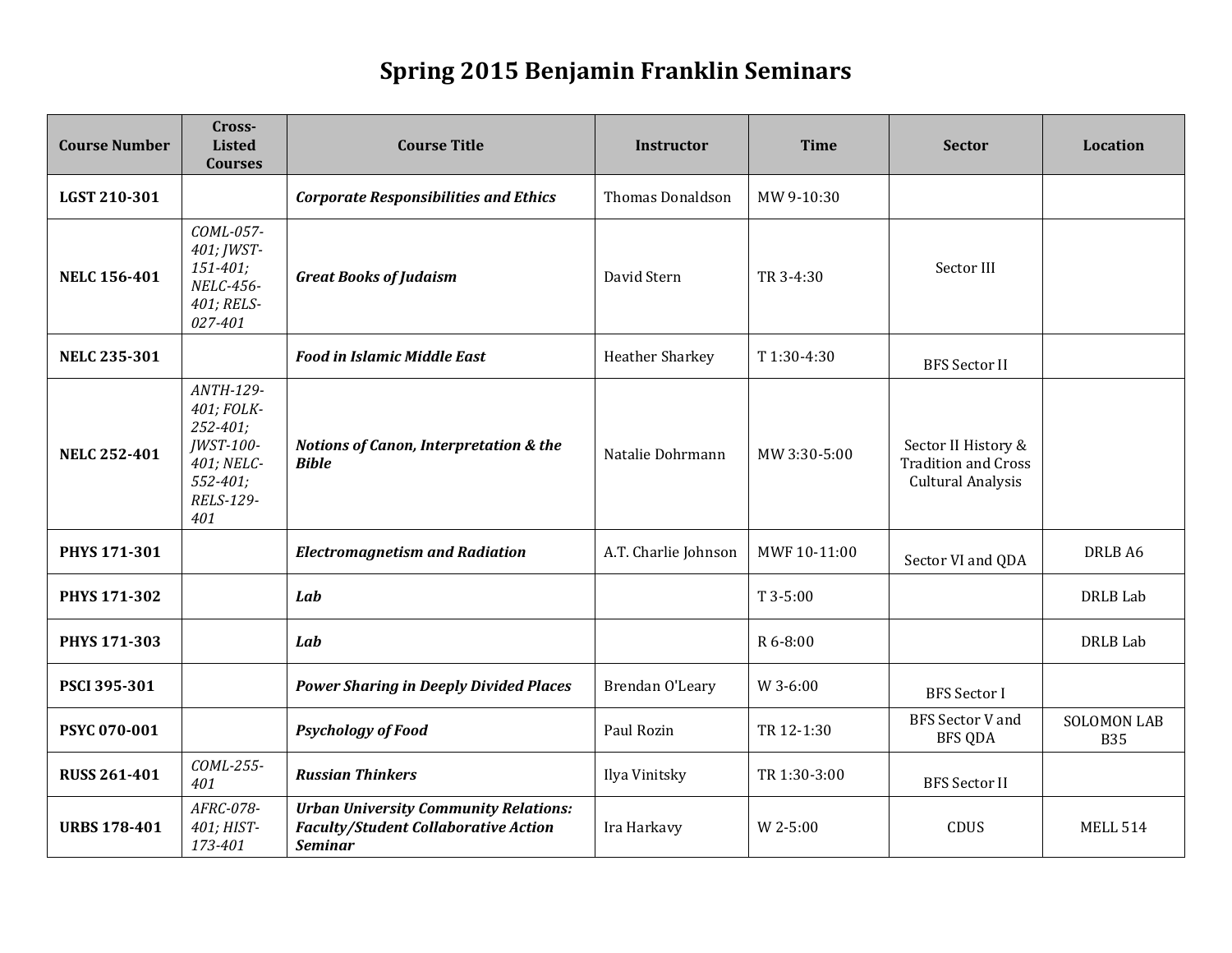# Spring 2015 Benjamin Franklin Seminars

| Course Number | Cross-Listed Courses | Course Title | Instructor | Time | Sector | Location |
|---|---|---|---|---|---|---|
| **LGST 210-301** | | ***Corporate Responsibilities and Ethics*** | Thomas Donaldson | MW 9-10:30 | | |
| **NELC 156-401** | *COML-057-401; JWST-151-401; NELC-456-401; RELS-027-401* | ***Great Books of Judaism*** | David Stern | TR 3-4:30 | Sector III | |
| **NELC 235-301** | | ***Food in Islamic Middle East*** | Heather Sharkey | T 1:30-4:30 | BFS Sector II | |
| **NELC 252-401** | *ANTH-129-401; FOLK-252-401; JWST-100-401; NELC-552-401; RELS-129-401* | ***Notions of Canon, Interpretation & the Bible*** | Natalie Dohrmann | MW 3:30-5:00 | Sector II History & Tradition and Cross Cultural Analysis | |
| **PHYS 171-301** | | ***Electromagnetism and Radiation*** | A.T. Charlie Johnson | MWF 10-11:00 | Sector VI and QDA | DRLB A6 |
| **PHYS 171-302** | | ***Lab*** | | T 3-5:00 | | DRLB Lab |
| **PHYS 171-303** | | ***Lab*** | | R 6-8:00 | | DRLB Lab |
| **PSCI 395-301** | | ***Power Sharing in Deeply Divided Places*** | Brendan O'Leary | W 3-6:00 | BFS Sector I | |
| **PSYC 070-001** | | ***Psychology of Food*** | Paul Rozin | TR 12-1:30 | BFS Sector V and BFS QDA | SOLOMON LAB B35 |
| **RUSS 261-401** | *COML-255-401* | ***Russian Thinkers*** | Ilya Vinitsky | TR 1:30-3:00 | BFS Sector II | |
| **URBS 178-401** | *AFRC-078-401; HIST-173-401* | ***Urban University Community Relations: Faculty/Student Collaborative Action Seminar*** | Ira Harkavy | W 2-5:00 | CDUS | MELL 514 |